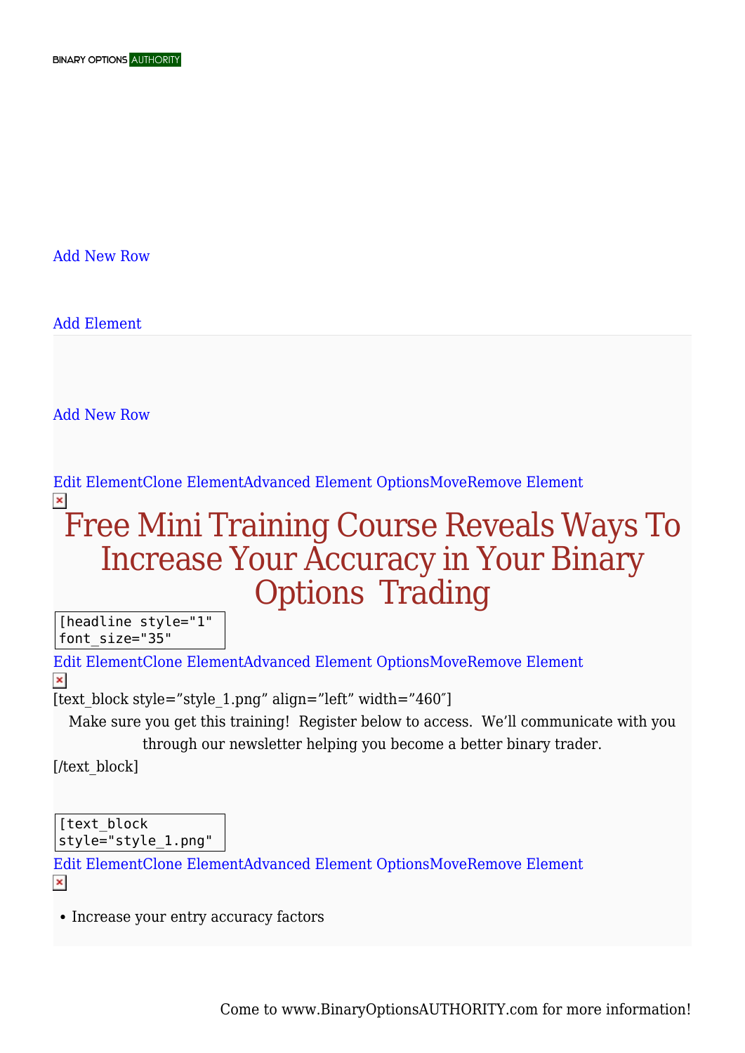BINARY OPTIONS AUTHORITY

Add New Row

Add Element

Add New Row

Edit ElementClone ElementAdvanced Element OptionsMoveRemove Element

# Free Mini Training Course Reveals Ways To Increase Your Accuracy in Your Binary Options Trading

```
[headline style="1"
font_size="35"
```

Edit ElementClone ElementAdvanced Element OptionsMoveRemove Element

[text_block style="style_1.png" align="left" width="460″]

Make sure you get this training! Register below to access. We'll communicate with you through our newsletter helping you become a better binary trader.

[/text_block]

```
[text_block
style="style_1.png"
```

Edit ElementClone ElementAdvanced Element OptionsMoveRemove Element

- Increase your entry accuracy factors

Come to www.BinaryOptionsAUTHORITY.com for more information!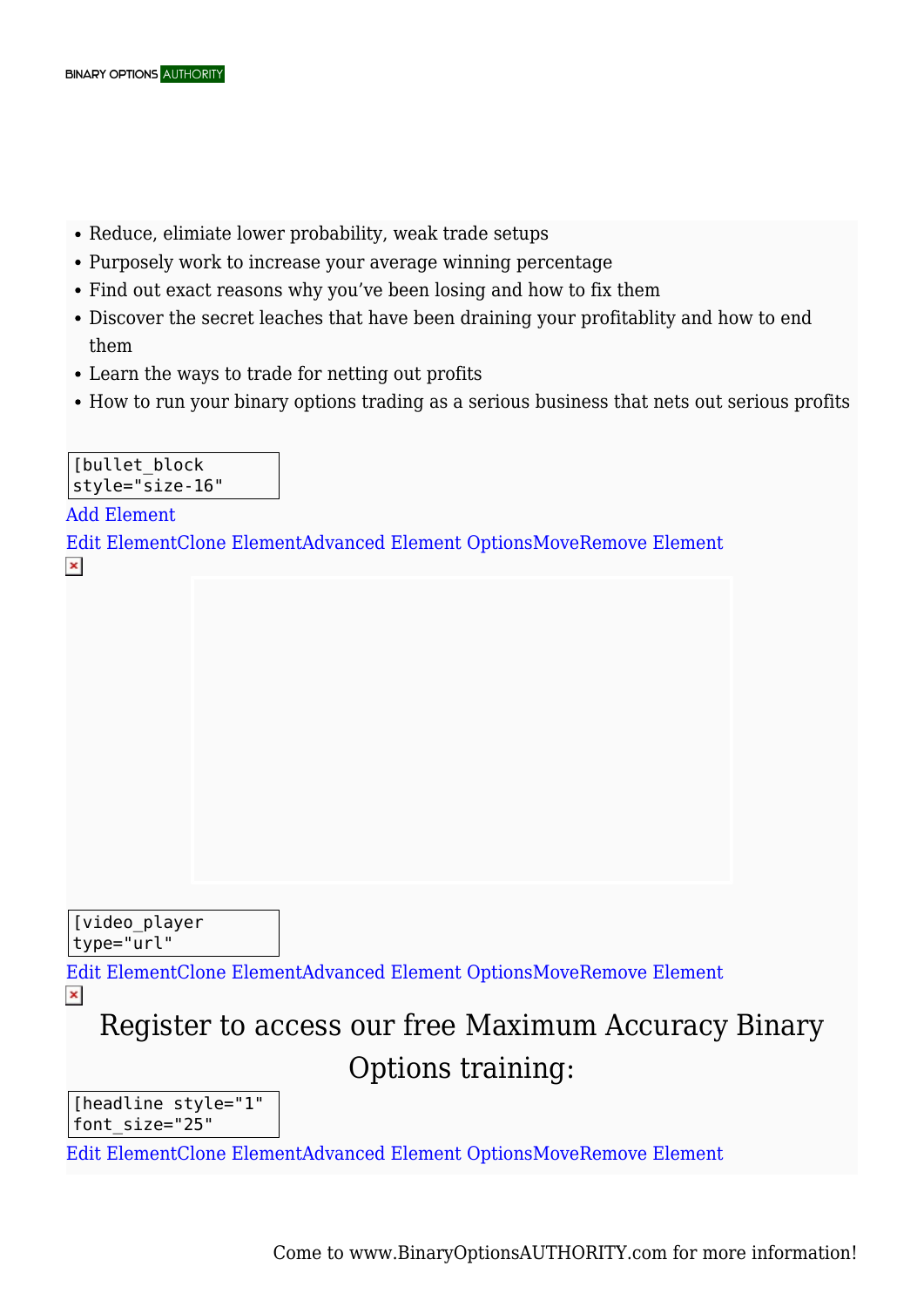- Reduce, elimiate lower probability, weak trade setups
- Purposely work to increase your average winning percentage
- Find out exact reasons why you've been losing and how to fix them
- Discover the secret leaches that have been draining your profitablity and how to end them
- Learn the ways to trade for netting out profits
- How to run your binary options trading as a serious business that nets out serious profits

```
[bullet_block
style="size-16"
```

Add Element

Edit ElementClone ElementAdvanced Element OptionsMoveRemove Element

```
[video_player
type="url"
```

Edit ElementClone ElementAdvanced Element OptionsMoveRemove Element

Register to access our free Maximum Accuracy Binary Options training:

```
[headline style="1"
font_size="25"
```

Edit ElementClone ElementAdvanced Element OptionsMoveRemove Element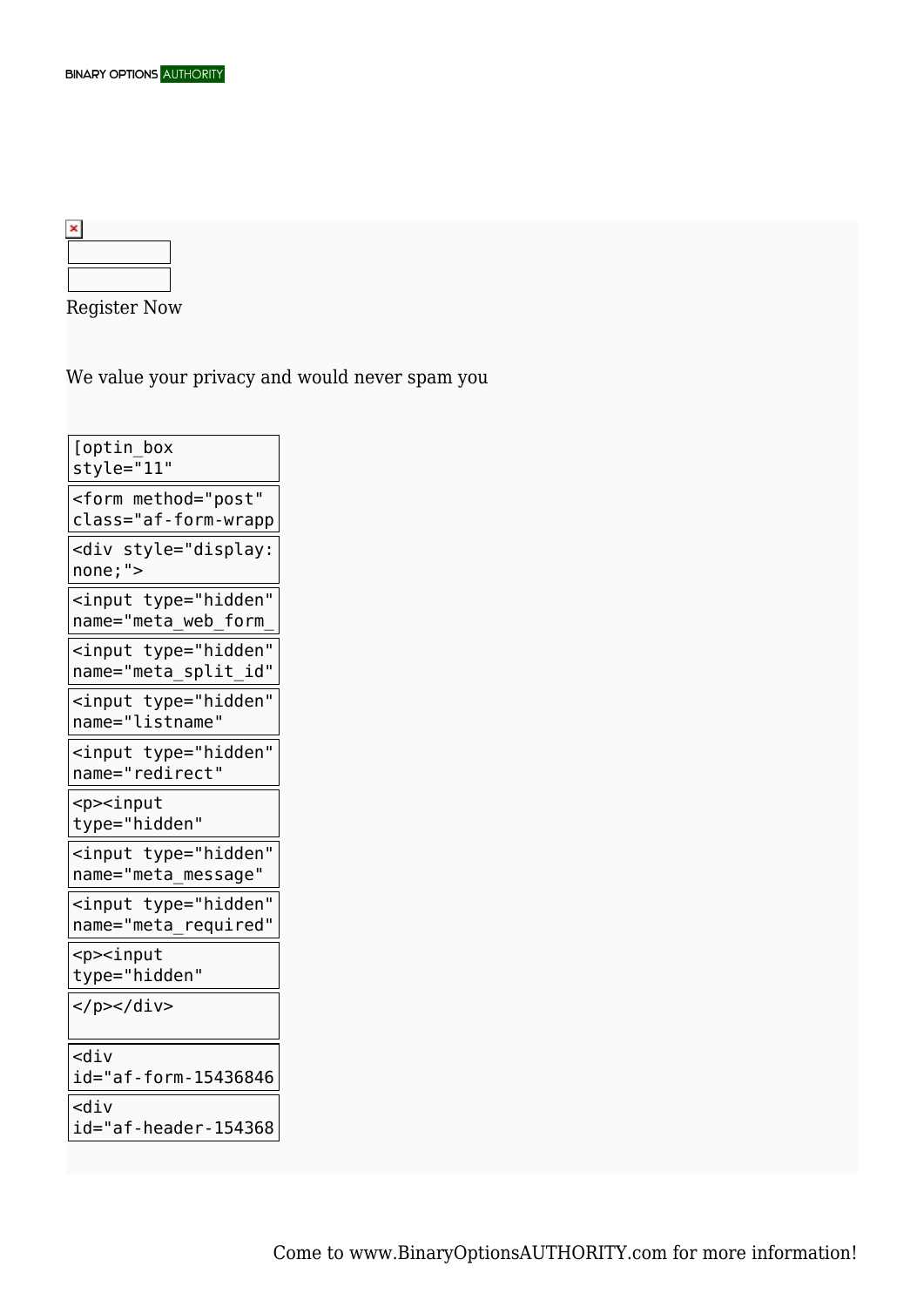Register Now

We value your privacy and would never spam you

```
[optin_box
style="11"
```

```
<form method="post"
class="af-form-wrapp
```

```
<div style="display:
none;">
```

```
<input type="hidden"
name="meta_web_form_
```

```
<input type="hidden"
name="meta_split_id"
```

```
<input type="hidden"
name="listname"
```

```
<input type="hidden"
name="redirect"
```

```
<p><input
type="hidden"
```

```
<input type="hidden"
name="meta_message"
```

```
<input type="hidden"
name="meta_required"
```

```
<p><input
type="hidden"
```

```
</p></div>
```

```
<div
id="af-form-15436846
```

```
<div
id="af-header-154368
```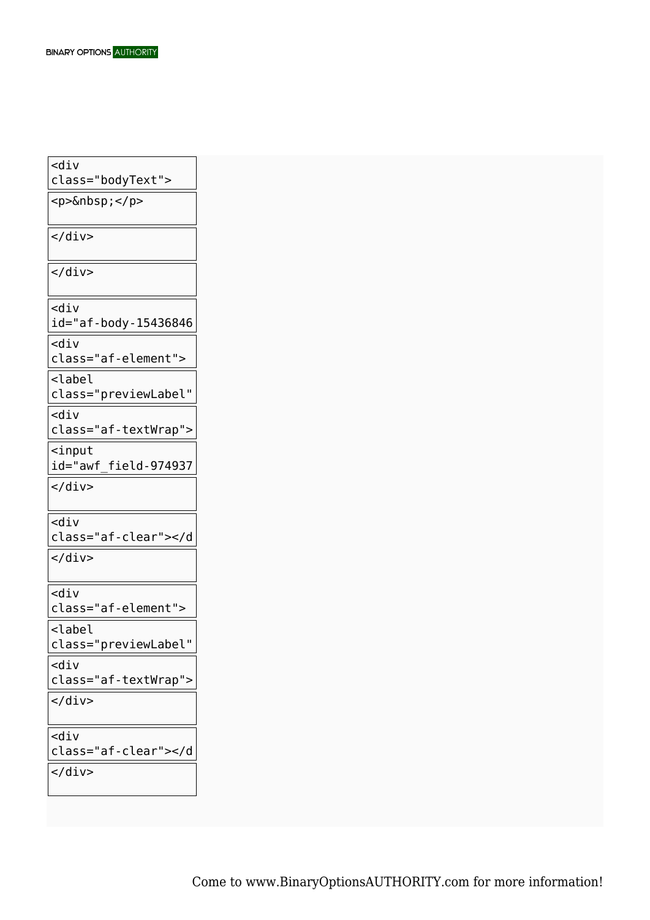```
<div
class="bodyText">
<p>&nbsp;</p>
</div>
</div>
<div
id="af-body-15436846
<div
class="af-element">
<label
class="previewLabel"
<div
class="af-textWrap">
<input
id="awf_field-974937
</div>
<div
class="af-clear"></d
</div>
<div
class="af-element">
<label
class="previewLabel"
<div
class="af-textWrap">
</div>
<div
class="af-clear"></d
</div>
```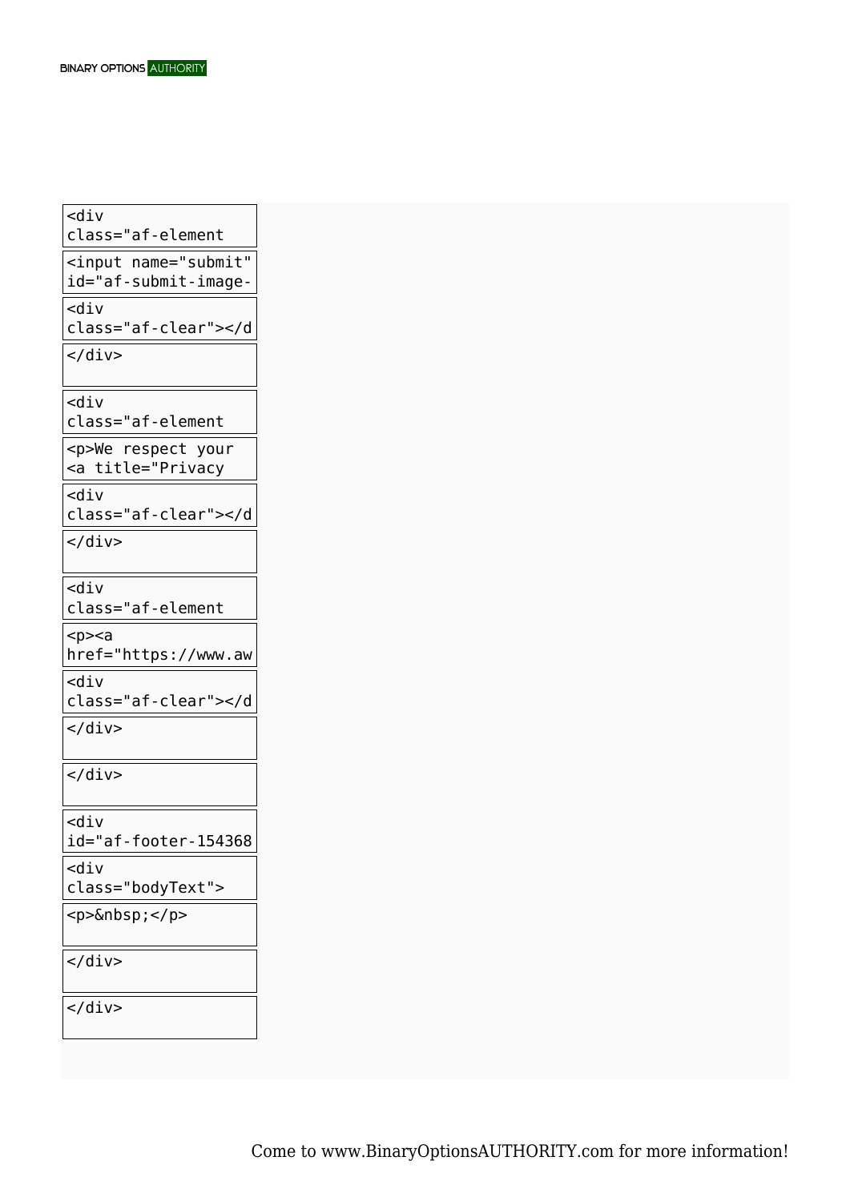```
<div
class="af-element
```

```
<input name="submit"
id="af-submit-image-
```

```
<div
class="af-clear"></d
```

```
</div>
```

```
<div
class="af-element
```

```
<p>We respect your
<a title="Privacy
```

```
<div
class="af-clear"></d
```

```
</div>
```

```
<div
class="af-element
```

```
<p><a
href="https://www.aw
```

```
<div
class="af-clear"></d
```

```
</div>
```

```
</div>
```

```
<div
id="af-footer-154368
```

```
<div
class="bodyText">
```

```
<p>&nbsp;</p>
```

```
</div>
```

```
</div>
```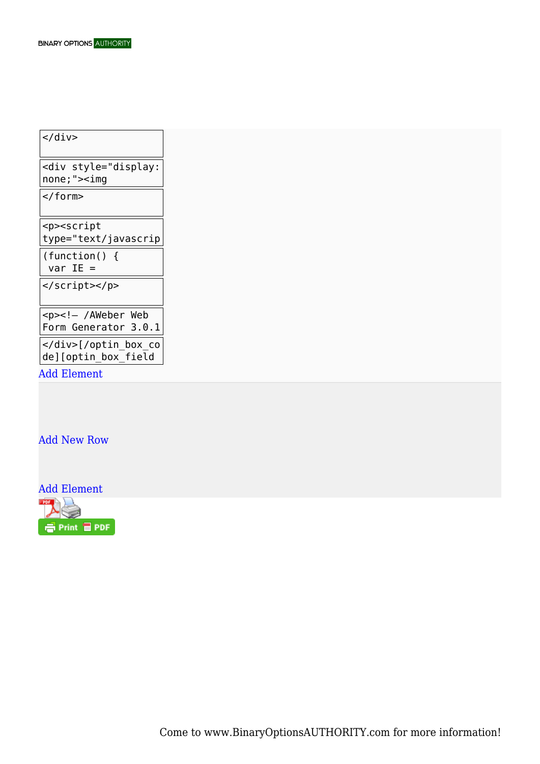```
</div>
```

```
<div style="display:
none;"><img
```

```
</form>
```

```
<p><script
type="text/javascrip
```

```
(function() {
 var IE =
```

```
</script></p>
```

```
<p><!– /AWeber Web
Form Generator 3.0.1
```

```
</div>[/optin_box_co
de][optin_box_field
```

Add Element

Add New Row

Add Element

Print PDF